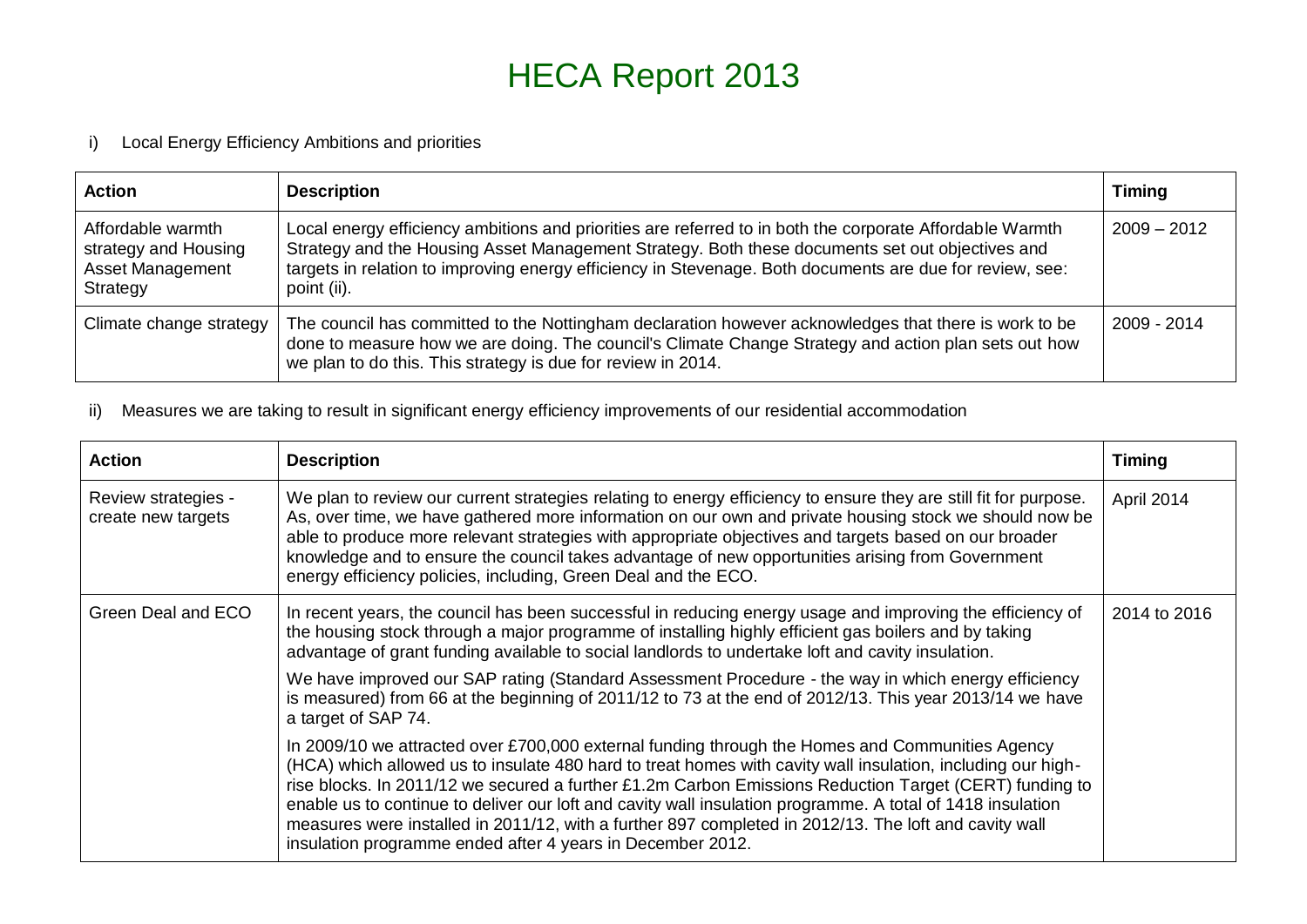# HECA Report 2013

i) Local Energy Efficiency Ambitions and priorities

| Action | Description | Timing |
|---|---|---|
| Affordable warmth strategy and Housing Asset Management Strategy | Local energy efficiency ambitions and priorities are referred to in both the corporate Affordable Warmth Strategy and the Housing Asset Management Strategy. Both these documents set out objectives and targets in relation to improving energy efficiency in Stevenage. Both documents are due for review, see: point (ii). | 2009 – 2012 |
| Climate change strategy | The council has committed to the Nottingham declaration however acknowledges that there is work to be done to measure how we are doing. The council's Climate Change Strategy and action plan sets out how we plan to do this. This strategy is due for review in 2014. | 2009 - 2014 |

ii) Measures we are taking to result in significant energy efficiency improvements of our residential accommodation

| Action | Description | Timing |
|---|---|---|
| Review strategies - create new targets | We plan to review our current strategies relating to energy efficiency to ensure they are still fit for purpose. As, over time, we have gathered more information on our own and private housing stock we should now be able to produce more relevant strategies with appropriate objectives and targets based on our broader knowledge and to ensure the council takes advantage of new opportunities arising from Government energy efficiency policies, including, Green Deal and the ECO. | April 2014 |
| Green Deal and ECO | In recent years, the council has been successful in reducing energy usage and improving the efficiency of the housing stock through a major programme of installing highly efficient gas boilers and by taking advantage of grant funding available to social landlords to undertake loft and cavity insulation.<br><br>We have improved our SAP rating (Standard Assessment Procedure - the way in which energy efficiency is measured) from 66 at the beginning of 2011/12 to 73 at the end of 2012/13. This year 2013/14 we have a target of SAP 74.<br><br>In 2009/10 we attracted over £700,000 external funding through the Homes and Communities Agency (HCA) which allowed us to insulate 480 hard to treat homes with cavity wall insulation, including our high-rise blocks. In 2011/12 we secured a further £1.2m Carbon Emissions Reduction Target (CERT) funding to enable us to continue to deliver our loft and cavity wall insulation programme. A total of 1418 insulation measures were installed in 2011/12, with a further 897 completed in 2012/13. The loft and cavity wall insulation programme ended after 4 years in December 2012. | 2014 to 2016 |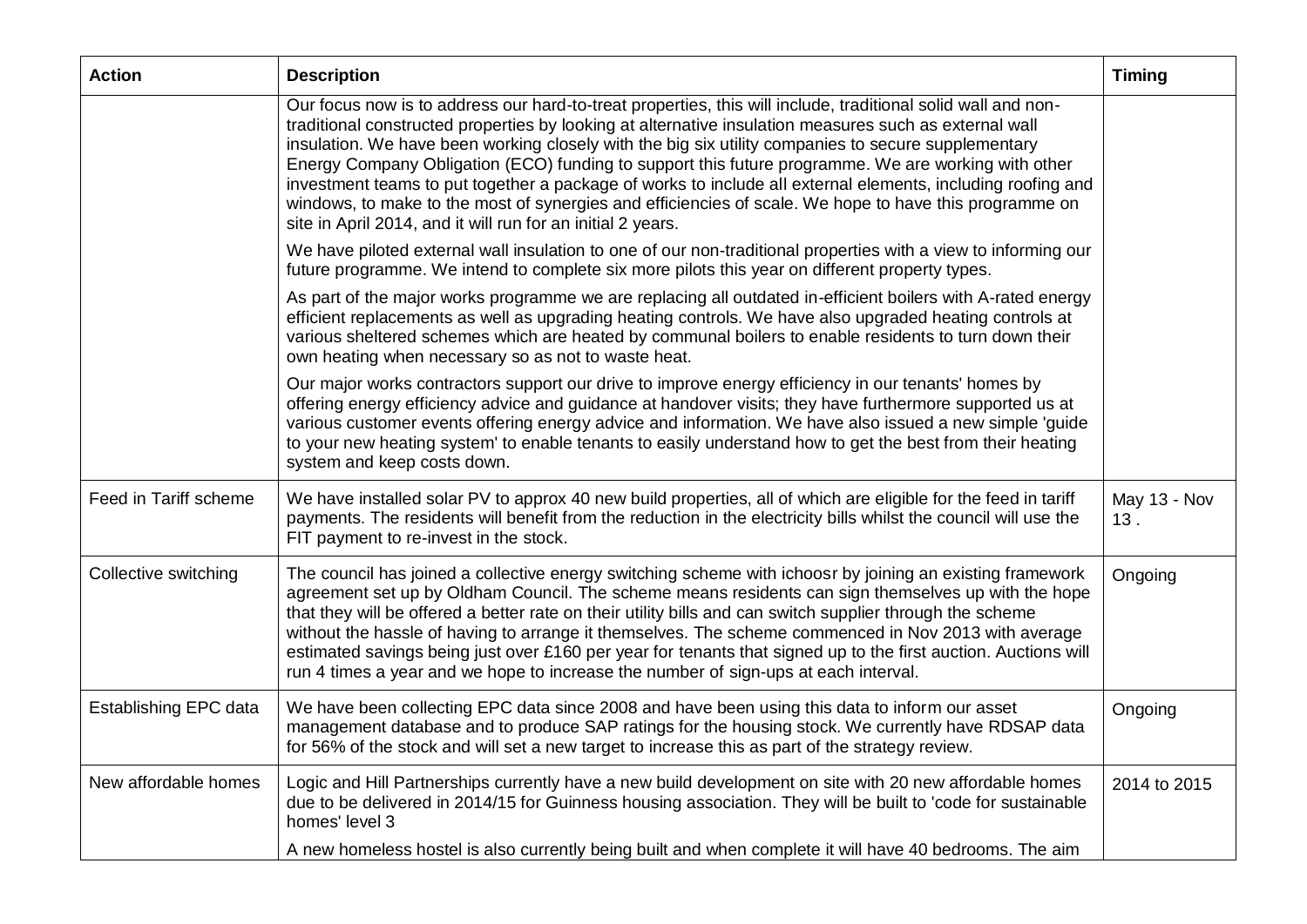| Action | Description | Timing |
|---|---|---|
| | Our focus now is to address our hard-to-treat properties, this will include, traditional solid wall and non-traditional constructed properties by looking at alternative insulation measures such as external wall insulation. We have been working closely with the big six utility companies to secure supplementary Energy Company Obligation (ECO) funding to support this future programme. We are working with other investment teams to put together a package of works to include all external elements, including roofing and windows, to make to the most of synergies and efficiencies of scale. We hope to have this programme on site in April 2014, and it will run for an initial 2 years.<br><br>We have piloted external wall insulation to one of our non-traditional properties with a view to informing our future programme. We intend to complete six more pilots this year on different property types.<br><br>As part of the major works programme we are replacing all outdated in-efficient boilers with A-rated energy efficient replacements as well as upgrading heating controls. We have also upgraded heating controls at various sheltered schemes which are heated by communal boilers to enable residents to turn down their own heating when necessary so as not to waste heat.<br><br>Our major works contractors support our drive to improve energy efficiency in our tenants' homes by offering energy efficiency advice and guidance at handover visits; they have furthermore supported us at various customer events offering energy advice and information. We have also issued a new simple 'guide to your new heating system' to enable tenants to easily understand how to get the best from their heating system and keep costs down. | |
| Feed in Tariff scheme | We have installed solar PV to approx 40 new build properties, all of which are eligible for the feed in tariff payments. The residents will benefit from the reduction in the electricity bills whilst the council will use the FIT payment to re-invest in the stock. | May 13 - Nov 13 . |
| Collective switching | The council has joined a collective energy switching scheme with ichoosr by joining an existing framework agreement set up by Oldham Council. The scheme means residents can sign themselves up with the hope that they will be offered a better rate on their utility bills and can switch supplier through the scheme without the hassle of having to arrange it themselves. The scheme commenced in Nov 2013 with average estimated savings being just over £160 per year for tenants that signed up to the first auction. Auctions will run 4 times a year and we hope to increase the number of sign-ups at each interval. | Ongoing |
| Establishing EPC data | We have been collecting EPC data since 2008 and have been using this data to inform our asset management database and to produce SAP ratings for the housing stock. We currently have RDSAP data for 56% of the stock and will set a new target to increase this as part of the strategy review. | Ongoing |
| New affordable homes | Logic and Hill Partnerships currently have a new build development on site with 20 new affordable homes due to be delivered in 2014/15 for Guinness housing association. They will be built to 'code for sustainable homes' level 3<br><br>A new homeless hostel is also currently being built and when complete it will have 40 bedrooms. The aim | 2014 to 2015 |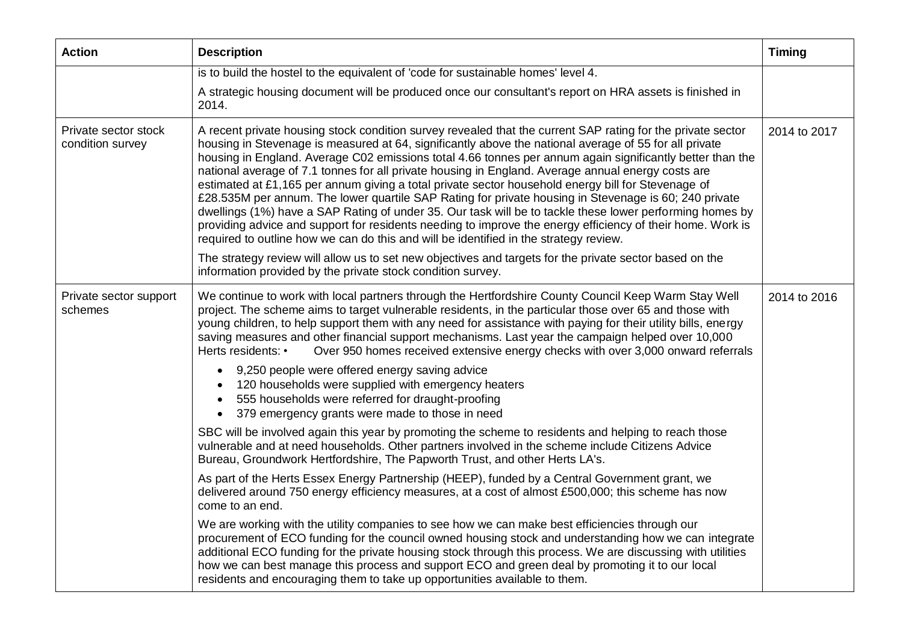| Action | Description | Timing |
| --- | --- | --- |
| | is to build the hostel to the equivalent of 'code for sustainable homes' level 4.<br><br>A strategic housing document will be produced once our consultant's report on HRA assets is finished in 2014. | |
| Private sector stock condition survey | A recent private housing stock condition survey revealed that the current SAP rating for the private sector housing in Stevenage is measured at 64, significantly above the national average of 55 for all private housing in England. Average C02 emissions total 4.66 tonnes per annum again significantly better than the national average of 7.1 tonnes for all private housing in England. Average annual energy costs are estimated at £1,165 per annum giving a total private sector household energy bill for Stevenage of £28.535M per annum. The lower quartile SAP Rating for private housing in Stevenage is 60; 240 private dwellings (1%) have a SAP Rating of under 35. Our task will be to tackle these lower performing homes by providing advice and support for residents needing to improve the energy efficiency of their home. Work is required to outline how we can do this and will be identified in the strategy review.<br><br>The strategy review will allow us to set new objectives and targets for the private sector based on the information provided by the private stock condition survey. | 2014 to 2017 |
| Private sector support schemes | We continue to work with local partners through the Hertfordshire County Council Keep Warm Stay Well project. The scheme aims to target vulnerable residents, in the particular those over 65 and those with young children, to help support them with any need for assistance with paying for their utility bills, energy saving measures and other financial support mechanisms. Last year the campaign helped over 10,000 Herts residents: • Over 950 homes received extensive energy checks with over 3,000 onward referrals<br><br>• 9,250 people were offered energy saving advice<br>• 120 households were supplied with emergency heaters<br>• 555 households were referred for draught-proofing<br>• 379 emergency grants were made to those in need<br><br>SBC will be involved again this year by promoting the scheme to residents and helping to reach those vulnerable and at need households. Other partners involved in the scheme include Citizens Advice Bureau, Groundwork Hertfordshire, The Papworth Trust, and other Herts LA's.<br><br>As part of the Herts Essex Energy Partnership (HEEP), funded by a Central Government grant, we delivered around 750 energy efficiency measures, at a cost of almost £500,000; this scheme has now come to an end.<br><br>We are working with the utility companies to see how we can make best efficiencies through our procurement of ECO funding for the council owned housing stock and understanding how we can integrate additional ECO funding for the private housing stock through this process. We are discussing with utilities how we can best manage this process and support ECO and green deal by promoting it to our local residents and encouraging them to take up opportunities available to them. | 2014 to 2016 |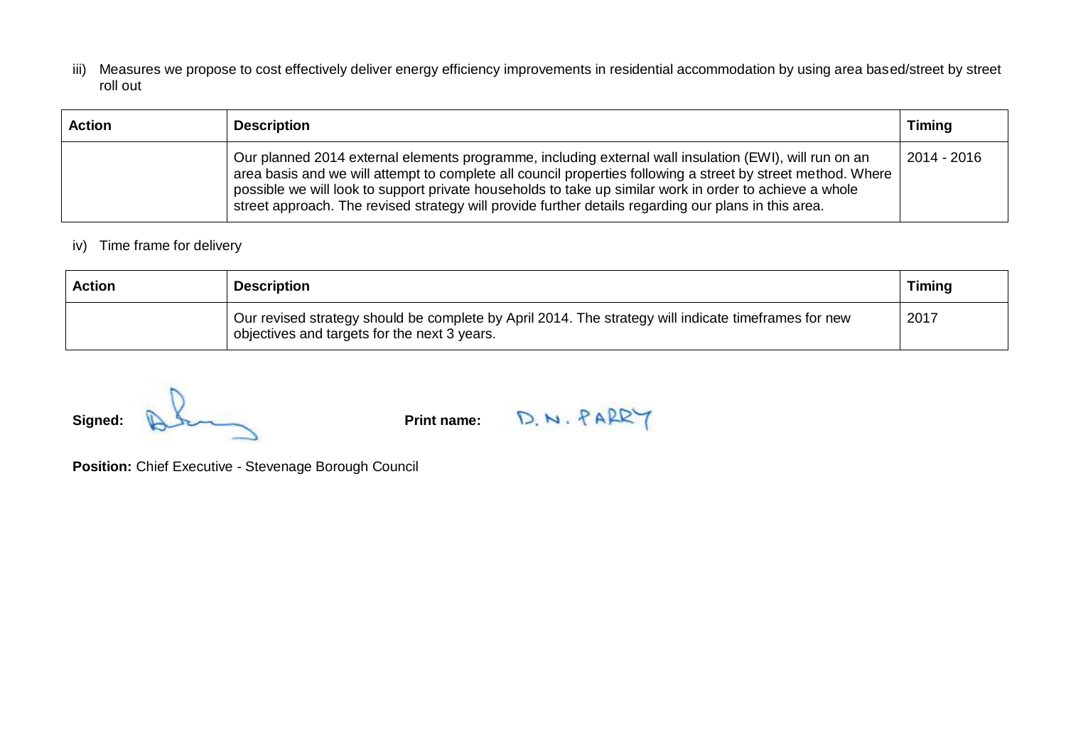iii) Measures we propose to cost effectively deliver energy efficiency improvements in residential accommodation by using area based/street by street roll out

| Action | Description | Timing |
| --- | --- | --- |
| | Our planned 2014 external elements programme, including external wall insulation (EWI), will run on an area basis and we will attempt to complete all council properties following a street by street method. Where possible we will look to support private households to take up similar work in order to achieve a whole street approach. The revised strategy will provide further details regarding our plans in this area. | 2014 - 2016 |

iv) Time frame for delivery

| Action | Description | Timing |
| --- | --- | --- |
| | Our revised strategy should be complete by April 2014. The strategy will indicate timeframes for new objectives and targets for the next 3 years. | 2017 |

**Signed:** **Print name:** D. N. PARRY

**Position:** Chief Executive - Stevenage Borough Council